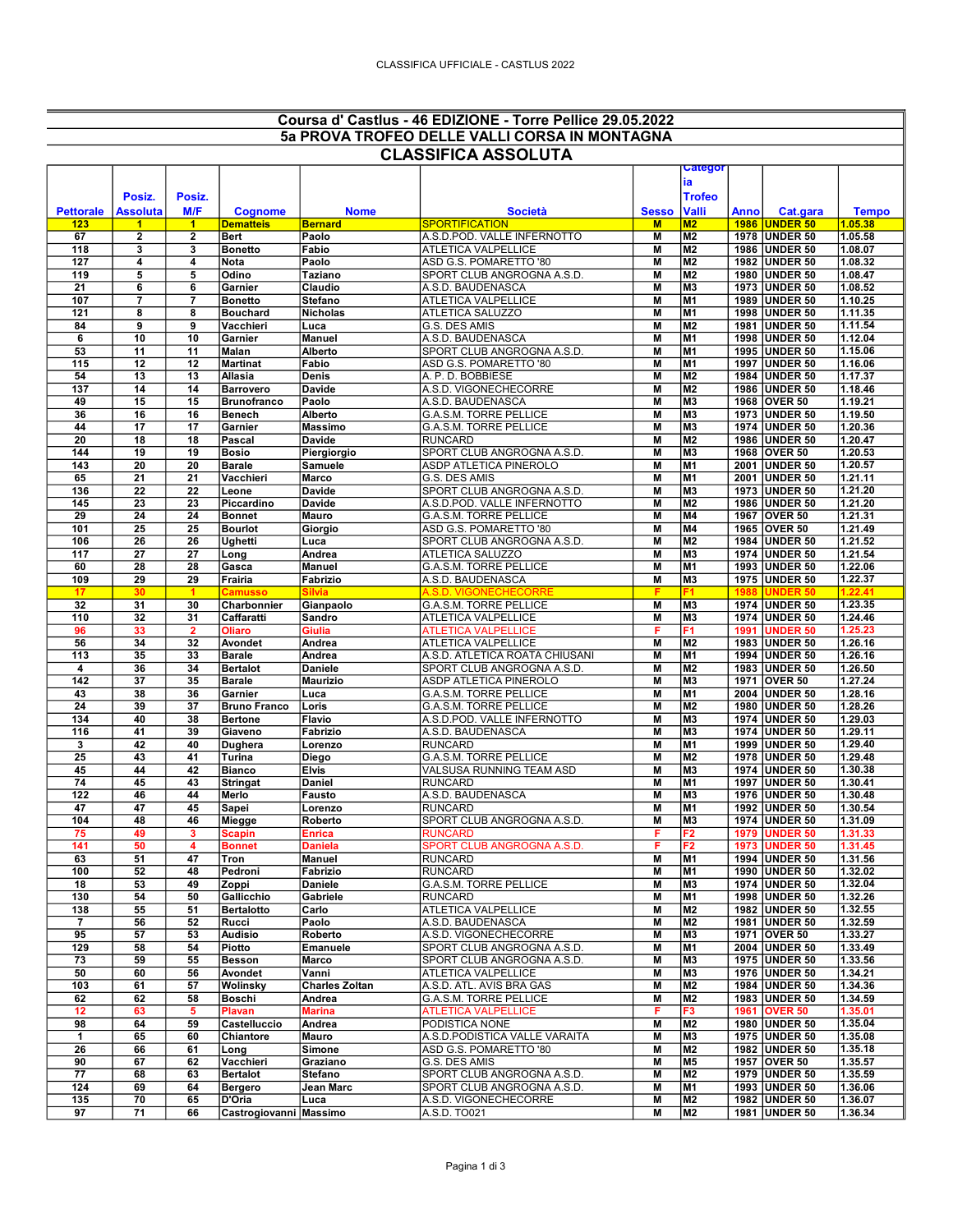# Coursa d' Castlus - 46 EDIZIONE - Torre Pellice 29.05.2022

## 5a PROVA TROFEO DELLE VALLI CORSA IN MONTAGNA

## CLASSIFICA ASSOLUTA

| Pettorale | Posiz. Assoluta | Posiz. M/F | Cognome | Nome | Società | Sesso | Categoria Trofeo Valli | Anno | Cat.gara | Tempo |
|---|---|---|---|---|---|---|---|---|---|---|
| 123 | 1 | 1 | Dematteis | Bernard | SPORTIFICATION | M | M2 | 1986 | UNDER 50 | 1.05.38 |
| 67 | 2 | 2 | Bert | Paolo | A.S.D.POD. VALLE INFERNOTTO | M | M2 | 1978 | UNDER 50 | 1.05.58 |
| 118 | 3 | 3 | Bonetto | Fabio | ATLETICA VALPELLICE | M | M2 | 1986 | UNDER 50 | 1.08.07 |
| 127 | 4 | 4 | Nota | Paolo | ASD G.S. POMARETTO '80 | M | M2 | 1982 | UNDER 50 | 1.08.32 |
| 119 | 5 | 5 | Odino | Taziano | SPORT CLUB ANGROGNA A.S.D. | M | M2 | 1980 | UNDER 50 | 1.08.47 |
| 21 | 6 | 6 | Garnier | Claudio | A.S.D. BAUDENASCA | M | M3 | 1973 | UNDER 50 | 1.08.52 |
| 107 | 7 | 7 | Bonetto | Stefano | ATLETICA VALPELLICE | M | M1 | 1989 | UNDER 50 | 1.10.25 |
| 121 | 8 | 8 | Bouchard | Nicholas | ATLETICA SALUZZO | M | M1 | 1998 | UNDER 50 | 1.11.35 |
| 84 | 9 | 9 | Vacchieri | Luca | G.S. DES AMIS | M | M2 | 1981 | UNDER 50 | 1.11.54 |
| 6 | 10 | 10 | Garnier | Manuel | A.S.D. BAUDENASCA | M | M1 | 1998 | UNDER 50 | 1.12.04 |
| 53 | 11 | 11 | Malan | Alberto | SPORT CLUB ANGROGNA A.S.D. | M | M1 | 1995 | UNDER 50 | 1.15.06 |
| 115 | 12 | 12 | Martinat | Fabio | ASD G.S. POMARETTO '80 | M | M1 | 1997 | UNDER 50 | 1.16.06 |
| 54 | 13 | 13 | Allasia | Denis | A. P. D. BOBBIESE | M | M2 | 1984 | UNDER 50 | 1.17.37 |
| 137 | 14 | 14 | Barrovero | Davide | A.S.D. VIGONECHECORRE | M | M2 | 1986 | UNDER 50 | 1.18.46 |
| 49 | 15 | 15 | Brunofranco | Paolo | A.S.D. BAUDENASCA | M | M3 | 1968 | OVER 50 | 1.19.21 |
| 36 | 16 | 16 | Benech | Alberto | G.A.S.M. TORRE PELLICE | M | M3 | 1973 | UNDER 50 | 1.19.50 |
| 44 | 17 | 17 | Garnier | Massimo | G.A.S.M. TORRE PELLICE | M | M3 | 1974 | UNDER 50 | 1.20.36 |
| 20 | 18 | 18 | Pascal | Davide | RUNCARD | M | M2 | 1986 | UNDER 50 | 1.20.47 |
| 144 | 19 | 19 | Bosio | Piergiorgio | SPORT CLUB ANGROGNA A.S.D. | M | M3 | 1968 | OVER 50 | 1.20.53 |
| 143 | 20 | 20 | Barale | Samuele | ASDP ATLETICA PINEROLO | M | M1 | 2001 | UNDER 50 | 1.20.57 |
| 65 | 21 | 21 | Vacchieri | Marco | G.S. DES AMIS | M | M1 | 2001 | UNDER 50 | 1.21.11 |
| 136 | 22 | 22 | Leone | Davide | SPORT CLUB ANGROGNA A.S.D. | M | M3 | 1973 | UNDER 50 | 1.21.20 |
| 145 | 23 | 23 | Piccardino | Davide | A.S.D.POD. VALLE INFERNOTTO | M | M2 | 1986 | UNDER 50 | 1.21.20 |
| 29 | 24 | 24 | Bonnet | Mauro | G.A.S.M. TORRE PELLICE | M | M4 | 1967 | OVER 50 | 1.21.31 |
| 101 | 25 | 25 | Bourlot | Giorgio | ASD G.S. POMARETTO '80 | M | M4 | 1965 | OVER 50 | 1.21.49 |
| 106 | 26 | 26 | Ughetti | Luca | SPORT CLUB ANGROGNA A.S.D. | M | M2 | 1984 | UNDER 50 | 1.21.52 |
| 117 | 27 | 27 | Long | Andrea | ATLETICA SALUZZO | M | M3 | 1974 | UNDER 50 | 1.21.54 |
| 60 | 28 | 28 | Gasca | Manuel | G.A.S.M. TORRE PELLICE | M | M1 | 1993 | UNDER 50 | 1.22.06 |
| 109 | 29 | 29 | Frairia | Fabrizio | A.S.D. BAUDENASCA | M | M3 | 1975 | UNDER 50 | 1.22.37 |
| 17 | 30 | 1 | Camusso | Silvia | A.S.D. VIGONECHECORRE | F | F1 | 1988 | UNDER 50 | 1.22.41 |
| 32 | 31 | 30 | Charbonnier | Gianpaolo | G.A.S.M. TORRE PELLICE | M | M3 | 1974 | UNDER 50 | 1.23.35 |
| 110 | 32 | 31 | Caffaratti | Sandro | ATLETICA VALPELLICE | M | M3 | 1974 | UNDER 50 | 1.24.46 |
| 96 | 33 | 2 | Oliaro | Giulia | ATLETICA VALPELLICE | F | F1 | 1991 | UNDER 50 | 1.25.23 |
| 56 | 34 | 32 | Avondet | Andrea | ATLETICA VALPELLICE | M | M2 | 1983 | UNDER 50 | 1.26.16 |
| 113 | 35 | 33 | Barale | Andrea | A.S.D. ATLETICA ROATA CHIUSANI | M | M1 | 1994 | UNDER 50 | 1.26.16 |
| 4 | 36 | 34 | Bertalot | Daniele | SPORT CLUB ANGROGNA A.S.D. | M | M2 | 1983 | UNDER 50 | 1.26.50 |
| 142 | 37 | 35 | Barale | Maurizio | ASDP ATLETICA PINEROLO | M | M3 | 1971 | OVER 50 | 1.27.24 |
| 43 | 38 | 36 | Garnier | Luca | G.A.S.M. TORRE PELLICE | M | M1 | 2004 | UNDER 50 | 1.28.16 |
| 24 | 39 | 37 | Bruno Franco | Loris | G.A.S.M. TORRE PELLICE | M | M2 | 1980 | UNDER 50 | 1.28.26 |
| 134 | 40 | 38 | Bertone | Flavio | A.S.D.POD. VALLE INFERNOTTO | M | M3 | 1974 | UNDER 50 | 1.29.03 |
| 116 | 41 | 39 | Giaveno | Fabrizio | A.S.D. BAUDENASCA | M | M3 | 1974 | UNDER 50 | 1.29.11 |
| 3 | 42 | 40 | Dughera | Lorenzo | RUNCARD | M | M1 | 1999 | UNDER 50 | 1.29.40 |
| 25 | 43 | 41 | Turina | Diego | G.A.S.M. TORRE PELLICE | M | M2 | 1978 | UNDER 50 | 1.29.48 |
| 45 | 44 | 42 | Bianco | Elvis | VALSUSA RUNNING TEAM ASD | M | M3 | 1974 | UNDER 50 | 1.30.38 |
| 74 | 45 | 43 | Stringat | Daniel | RUNCARD | M | M1 | 1997 | UNDER 50 | 1.30.41 |
| 122 | 46 | 44 | Merlo | Fausto | A.S.D. BAUDENASCA | M | M3 | 1976 | UNDER 50 | 1.30.48 |
| 47 | 47 | 45 | Sapei | Lorenzo | RUNCARD | M | M1 | 1992 | UNDER 50 | 1.30.54 |
| 104 | 48 | 46 | Miegge | Roberto | SPORT CLUB ANGROGNA A.S.D. | M | M3 | 1974 | UNDER 50 | 1.31.09 |
| 75 | 49 | 3 | Scapin | Enrica | RUNCARD | F | F2 | 1979 | UNDER 50 | 1.31.33 |
| 141 | 50 | 4 | Bonnet | Daniela | SPORT CLUB ANGROGNA A.S.D. | F | F2 | 1973 | UNDER 50 | 1.31.45 |
| 63 | 51 | 47 | Tron | Manuel | RUNCARD | M | M1 | 1994 | UNDER 50 | 1.31.56 |
| 100 | 52 | 48 | Pedroni | Fabrizio | RUNCARD | M | M1 | 1990 | UNDER 50 | 1.32.02 |
| 18 | 53 | 49 | Zoppi | Daniele | G.A.S.M. TORRE PELLICE | M | M3 | 1974 | UNDER 50 | 1.32.04 |
| 130 | 54 | 50 | Gallicchio | Gabriele | RUNCARD | M | M1 | 1998 | UNDER 50 | 1.32.26 |
| 138 | 55 | 51 | Bertalotto | Carlo | ATLETICA VALPELLICE | M | M2 | 1982 | UNDER 50 | 1.32.55 |
| 7 | 56 | 52 | Rucci | Paolo | A.S.D. BAUDENASCA | M | M2 | 1981 | UNDER 50 | 1.32.59 |
| 95 | 57 | 53 | Audisio | Roberto | A.S.D. VIGONECHECORRE | M | M3 | 1971 | OVER 50 | 1.33.27 |
| 129 | 58 | 54 | Piotto | Emanuele | SPORT CLUB ANGROGNA A.S.D. | M | M1 | 2004 | UNDER 50 | 1.33.49 |
| 73 | 59 | 55 | Besson | Marco | SPORT CLUB ANGROGNA A.S.D. | M | M3 | 1975 | UNDER 50 | 1.33.56 |
| 50 | 60 | 56 | Avondet | Vanni | ATLETICA VALPELLICE | M | M3 | 1976 | UNDER 50 | 1.34.21 |
| 103 | 61 | 57 | Wolinsky | Charles Zoltan | A.S.D. ATL. AVIS BRA GAS | M | M2 | 1984 | UNDER 50 | 1.34.36 |
| 62 | 62 | 58 | Boschi | Andrea | G.A.S.M. TORRE PELLICE | M | M2 | 1983 | UNDER 50 | 1.34.59 |
| 12 | 63 | 5 | Plavan | Marina | ATLETICA VALPELLICE | F | F3 | 1961 | OVER 50 | 1.35.01 |
| 98 | 64 | 59 | Castelluccio | Andrea | PODISTICA NONE | M | M2 | 1980 | UNDER 50 | 1.35.04 |
| 1 | 65 | 60 | Chiantore | Mauro | A.S.D.PODISTICA VALLE VARAITA | M | M3 | 1975 | UNDER 50 | 1.35.08 |
| 26 | 66 | 61 | Long | Simone | ASD G.S. POMARETTO '80 | M | M2 | 1982 | UNDER 50 | 1.35.18 |
| 90 | 67 | 62 | Vacchieri | Graziano | G.S. DES AMIS | M | M5 | 1957 | OVER 50 | 1.35.57 |
| 77 | 68 | 63 | Bertalot | Stefano | SPORT CLUB ANGROGNA A.S.D. | M | M2 | 1979 | UNDER 50 | 1.35.59 |
| 124 | 69 | 64 | Bergero | Jean Marc | SPORT CLUB ANGROGNA A.S.D. | M | M1 | 1993 | UNDER 50 | 1.36.06 |
| 135 | 70 | 65 | D'Oria | Luca | A.S.D. VIGONECHECORRE | M | M2 | 1982 | UNDER 50 | 1.36.07 |
| 97 | 71 | 66 | Castrogiovanni | Massimo | A.S.D. TO021 | M | M2 | 1981 | UNDER 50 | 1.36.34 |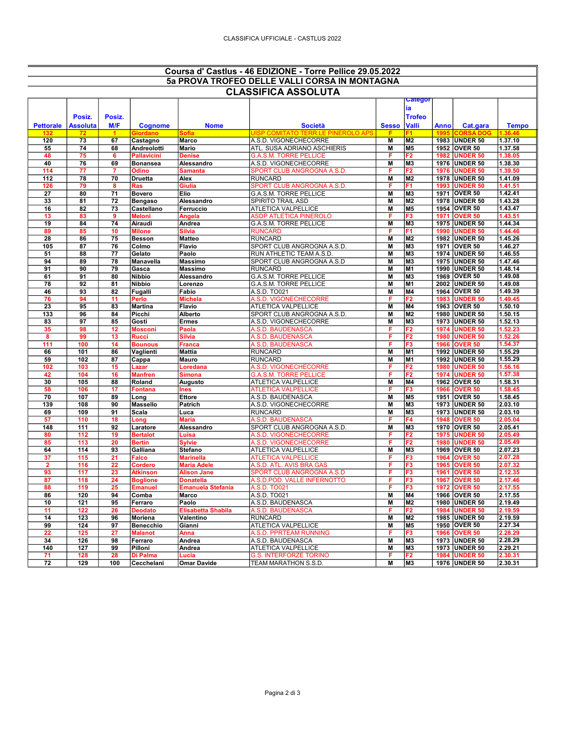# Coursa d' Castlus - 46 EDIZIONE - Torre Pellice 29.05.2022

## 5a PROVA TROFEO DELLE VALLI CORSA IN MONTAGNA

## CLASSIFICA ASSOLUTA

| Pettorale | Posiz. Assoluta | Posiz. M/F | Cognome | Nome | Società | Sesso | Categoria Trofeo Valli | Anno | Cat.gara | Tempo |
|---|---|---|---|---|---|---|---|---|---|---|
| 132 | 72 | 1 | Giordano | Sofia | UISP COMITATO TERR.LE PINEROLO APS | F | F1 | 1995 | CORSA DOG | 1.36.46 |
| 120 | 73 | 67 | Castagno | Marco | A.S.D. VIGONECHECORRE | M | M2 | 1983 | UNDER 50 | 1.37.10 |
| 55 | 74 | 68 | Andreolotti | Mario | ATL. SUSA ADRIANO ASCHIERIS | M | M5 | 1952 | OVER 50 | 1.37.58 |
| 48 | 75 | 6 | Pallavicini | Denise | G.A.S.M. TORRE PELLICE | F | F2 | 1982 | UNDER 50 | 1.38.05 |
| 40 | 76 | 69 | Bonansea | Alessandro | A.S.D. VIGONECHECORRE | M | M3 | 1976 | UNDER 50 | 1.38.30 |
| 114 | 77 | 7 | Odino | Samanta | SPORT CLUB ANGROGNA A.S.D. | F | F2 | 1976 | UNDER 50 | 1.39.50 |
| 112 | 78 | 70 | Druetta | Alex | RUNCARD | M | M2 | 1978 | UNDER 50 | 1.41.09 |
| 126 | 79 | 8 | Ras | Giulia | SPORT CLUB ANGROGNA A.S.D. | F | F1 | 1993 | UNDER 50 | 1.41.51 |
| 27 | 80 | 71 | Bovero | Elio | G.A.S.M. TORRE PELLICE | M | M3 | 1971 | OVER 50 | 1.42.41 |
| 33 | 81 | 72 | Bengaso | Alessandro | SPIRITO TRAIL ASD | M | M2 | 1978 | UNDER 50 | 1.43.28 |
| 16 | 82 | 73 | Castellano | Ferruccio | ATLETICA VALPELLICE | M | M5 | 1954 | OVER 50 | 1.43.47 |
| 13 | 83 | 9 | Meloni | Angela | ASDP ATLETICA PINEROLO | F | F3 | 1971 | OVER 50 | 1.43.51 |
| 19 | 84 | 74 | Airaudi | Andrea | G.A.S.M. TORRE PELLICE | M | M3 | 1975 | UNDER 50 | 1.44.34 |
| 89 | 85 | 10 | Milone | Silvia | RUNCARD | F | F1 | 1990 | UNDER 50 | 1.44.46 |
| 28 | 86 | 75 | Besson | Matteo | RUNCARD | M | M2 | 1982 | UNDER 50 | 1.45.26 |
| 105 | 87 | 76 | Colmo | Flavio | SPORT CLUB ANGROGNA A.S.D. | M | M3 | 1971 | OVER 50 | 1.46.27 |
| 51 | 88 | 77 | Gelato | Paolo | RUN ATHLETIC TEAM A.S.D. | M | M3 | 1974 | UNDER 50 | 1.46.55 |
| 94 | 89 | 78 | Manavella | Massimo | SPORT CLUB ANGROGNA A.S.D | M | M3 | 1975 | UNDER 50 | 1.47.46 |
| 91 | 90 | 79 | Gasca | Massimo | RUNCARD | M | M1 | 1990 | UNDER 50 | 1.48.14 |
| 61 | 91 | 80 | Nibbio | Alessandro | G.A.S.M. TORRE PELLICE | M | M3 | 1969 | OVER 50 | 1.49.08 |
| 78 | 92 | 81 | Nibbio | Lorenzo | G.A.S.M. TORRE PELLICE | M | M1 | 2002 | UNDER 50 | 1.49.08 |
| 46 | 93 | 82 | Fugalli | Fabio | A.S.D. TO021 | M | M4 | 1964 | OVER 50 | 1.49.39 |
| 76 | 94 | 11 | Perlo | Michela | A.S.D. VIGONECHECORRE | F | F2 | 1983 | UNDER 50 | 1.49.45 |
| 23 | 95 | 83 | Martina | Flavio | ATLETICA VALPELLICE | M | M4 | 1963 | OVER 50 | 1.50.10 |
| 133 | 96 | 84 | Picchi | Alberto | SPORT CLUB ANGROGNA A.S.D. | M | M2 | 1980 | UNDER 50 | 1.50.15 |
| 83 | 97 | 85 | Gosti | Ermes | A.S.D. VIGONECHECORRE | M | M3 | 1973 | UNDER 50 | 1.52.13 |
| 35 | 98 | 12 | Mosconi | Paola | A.S.D. BAUDENASCA | F | F2 | 1974 | UNDER 50 | 1.52.23 |
| 8 | 99 | 13 | Rucci | Silvia | A.S.D. BAUDENASCA | F | F2 | 1980 | UNDER 50 | 1.52.26 |
| 111 | 100 | 14 | Bounous | Franca | A.S.D. BAUDENASCA | F | F3 | 1966 | OVER 50 | 1.54.37 |
| 66 | 101 | 86 | Vaglienti | Mattia | RUNCARD | M | M1 | 1992 | UNDER 50 | 1.55.29 |
| 59 | 102 | 87 | Cappa | Mauro | RUNCARD | M | M1 | 1992 | UNDER 50 | 1.55.29 |
| 102 | 103 | 15 | Lazar | Loredana | A.S.D. VIGONECHECORRE | F | F2 | 1980 | UNDER 50 | 1.56.16 |
| 42 | 104 | 16 | Manfren | Simona | G.A.S.M. TORRE PELLICE | F | F2 | 1974 | UNDER 50 | 1.57.38 |
| 30 | 105 | 88 | Roland | Augusto | ATLETICA VALPELLICE | M | M4 | 1962 | OVER 50 | 1.58.31 |
| 58 | 106 | 17 | Fontana | Ines | ATLETICA VALPELLICE | F | F3 | 1966 | OVER 50 | 1.58.45 |
| 70 | 107 | 89 | Long | Ettore | A.S.D. BAUDENASCA | M | M5 | 1951 | OVER 50 | 1.58.45 |
| 139 | 108 | 90 | Massello | Patrich | A.S.D. VIGONECHECORRE | M | M3 | 1973 | UNDER 50 | 2.03.10 |
| 69 | 109 | 91 | Scala | Luca | RUNCARD | M | M3 | 1973 | UNDER 50 | 2.03.10 |
| 57 | 110 | 18 | Long | Maria | A.S.D. BAUDENASCA | F | F4 | 1948 | OVER 50 | 2.05.04 |
| 148 | 111 | 92 | Laratore | Alessandro | SPORT CLUB ANGROGNA A.S.D. | M | M3 | 1970 | OVER 50 | 2.05.41 |
| 80 | 112 | 19 | Bertalot | Luisa | A.S.D. VIGONECHECORRE | F | F2 | 1975 | UNDER 50 | 2.05.49 |
| 85 | 113 | 20 | Bertin | Sylvie | A.S.D. VIGONECHECORRE | F | F2 | 1980 | UNDER 50 | 2.05.49 |
| 64 | 114 | 93 | Galliana | Stefano | ATLETICA VALPELLICE | M | M3 | 1969 | OVER 50 | 2.07.23 |
| 37 | 115 | 21 | Falco | Marinella | ATLETICA VALPELLICE | F | F3 | 1964 | OVER 50 | 2.07.28 |
| 2 | 116 | 22 | Cordero | Maria Adele | A.S.D. ATL. AVIS BRA GAS | F | F3 | 1965 | OVER 50 | 2.07.32 |
| 93 | 117 | 23 | Atkinson | Alison Jane | SPORT CLUB ANGROGNA A.S.D | F | F3 | 1961 | OVER 50 | 2.12.35 |
| 87 | 118 | 24 | Boglione | Donatella | A.S.D.POD. VALLE INFERNOTTO | F | F3 | 1967 | OVER 50 | 2.17.46 |
| 88 | 119 | 25 | Emanuel | Emanuela Stefania | A.S.D. TO021 | F | F3 | 1972 | OVER 50 | 2.17.55 |
| 86 | 120 | 94 | Comba | Marco | A.S.D. TO021 | M | M4 | 1966 | OVER 50 | 2.17.55 |
| 10 | 121 | 95 | Ferraro | Paolo | A.S.D. BAUDENASCA | M | M2 | 1980 | UNDER 50 | 2.19.49 |
| 11 | 122 | 26 | Deodato | Elisabetta Shabila | A.S.D. BAUDENASCA | F | F2 | 1984 | UNDER 50 | 2.19.59 |
| 14 | 123 | 96 | Moriena | Valentino | RUNCARD | M | M2 | 1985 | UNDER 50 | 2.19.59 |
| 99 | 124 | 97 | Benecchio | Gianni | ATLETICA VALPELLICE | M | M5 | 1950 | OVER 50 | 2.27.34 |
| 22 | 125 | 27 | Malanot | Anna | A.S.D. PPRTEAM RUNNING | F | F3 | 1966 | OVER 50 | 2.28.29 |
| 34 | 126 | 98 | Ferraro | Andrea | A.S.D. BAUDENASCA | M | M3 | 1973 | UNDER 50 | 2.28.29 |
| 140 | 127 | 99 | Pilloni | Andrea | ATLETICA VALPELLICE | M | M3 | 1973 | UNDER 50 | 2.29.21 |
| 71 | 128 | 28 | Di Palma | Lucia | G.S. INTERFORZE TORINO | F | F2 | 1984 | UNDER 50 | 2.30.31 |
| 72 | 129 | 100 | Cecchelani | Omar Davide | TEAM MARATHON S.S.D. | M | M3 | 1976 | UNDER 50 | 2.30.31 |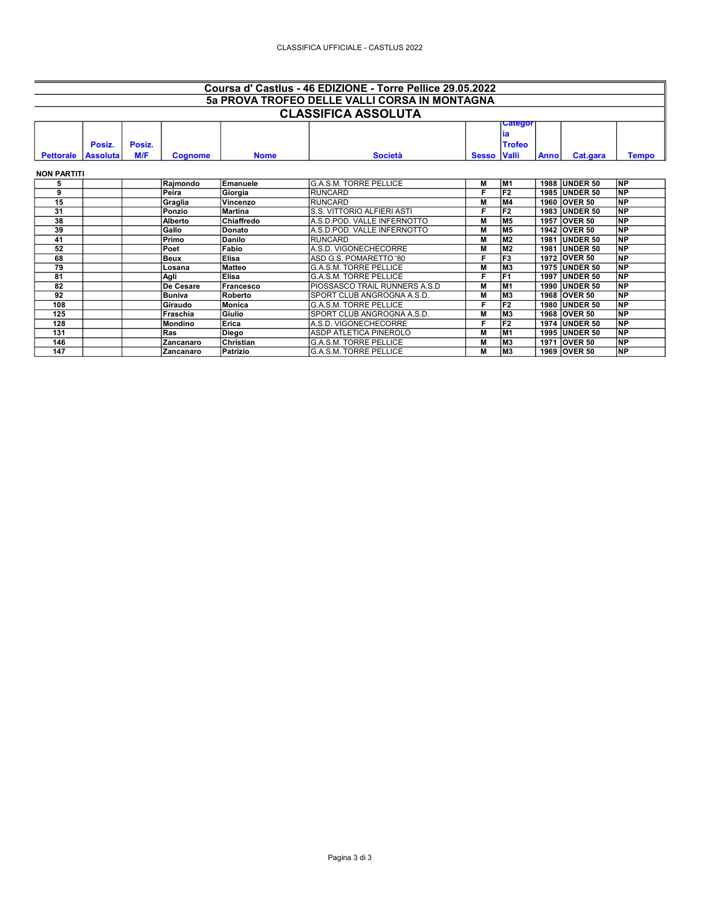# Coursa d' Castlus - 46 EDIZIONE - Torre Pellice 29.05.2022

## 5a PROVA TROFEO DELLE VALLI CORSA IN MONTAGNA

## CLASSIFICA ASSOLUTA

| Pettorale | Posiz. Assoluta | Posiz. M/F | Cognome | Nome | Società | Sesso | Categoria Trofeo Valli | Anno | Cat.gara | Tempo |
|---|---|---|---|---|---|---|---|---|---|---|
| **NON PARTITI** | | | | | | | | | | |
| 5 | | | Rajmondo | Emanuele | G.A.S.M. TORRE PELLICE | M | M1 | 1988 | UNDER 50 | NP |
| 9 | | | Peira | Giorgia | RUNCARD | F | F2 | 1985 | UNDER 50 | NP |
| 15 | | | Graglia | Vincenzo | RUNCARD | M | M4 | 1960 | OVER 50 | NP |
| 31 | | | Ponzio | Martina | S.S. VITTORIO ALFIERI ASTI | F | F2 | 1983 | UNDER 50 | NP |
| 38 | | | Alberto | Chiaffredo | A.S.D.POD. VALLE INFERNOTTO | M | M5 | 1957 | OVER 50 | NP |
| 39 | | | Gallo | Donato | A.S.D.POD. VALLE INFERNOTTO | M | M5 | 1942 | OVER 50 | NP |
| 41 | | | Primo | Danilo | RUNCARD | M | M2 | 1981 | UNDER 50 | NP |
| 52 | | | Poet | Fabio | A.S.D. VIGONECHECORRE | M | M2 | 1981 | UNDER 50 | NP |
| 68 | | | Beux | Elisa | ASD G.S. POMARETTO '80 | F | F3 | 1972 | OVER 50 | NP |
| 79 | | | Losana | Matteo | G.A.S.M. TORRE PELLICE | M | M3 | 1975 | UNDER 50 | NP |
| 81 | | | Agli | Elisa | G.A.S.M. TORRE PELLICE | F | F1 | 1997 | UNDER 50 | NP |
| 82 | | | De Cesare | Francesco | PIOSSASCO TRAIL RUNNERS A.S.D | M | M1 | 1990 | UNDER 50 | NP |
| 92 | | | Buniva | Roberto | SPORT CLUB ANGROGNA A.S.D. | M | M3 | 1968 | OVER 50 | NP |
| 108 | | | Giraudo | Monica | G.A.S.M. TORRE PELLICE | F | F2 | 1980 | UNDER 50 | NP |
| 125 | | | Fraschia | Giulio | SPORT CLUB ANGROGNA A.S.D. | M | M3 | 1968 | OVER 50 | NP |
| 128 | | | Mondino | Erica | A.S.D. VIGONECHECORRE | F | F2 | 1974 | UNDER 50 | NP |
| 131 | | | Ras | Diego | ASDP ATLETICA PINEROLO | M | M1 | 1995 | UNDER 50 | NP |
| 146 | | | Zancanaro | Christian | G.A.S.M. TORRE PELLICE | M | M3 | 1971 | OVER 50 | NP |
| 147 | | | Zancanaro | Patrizio | G.A.S.M. TORRE PELLICE | M | M3 | 1969 | OVER 50 | NP |